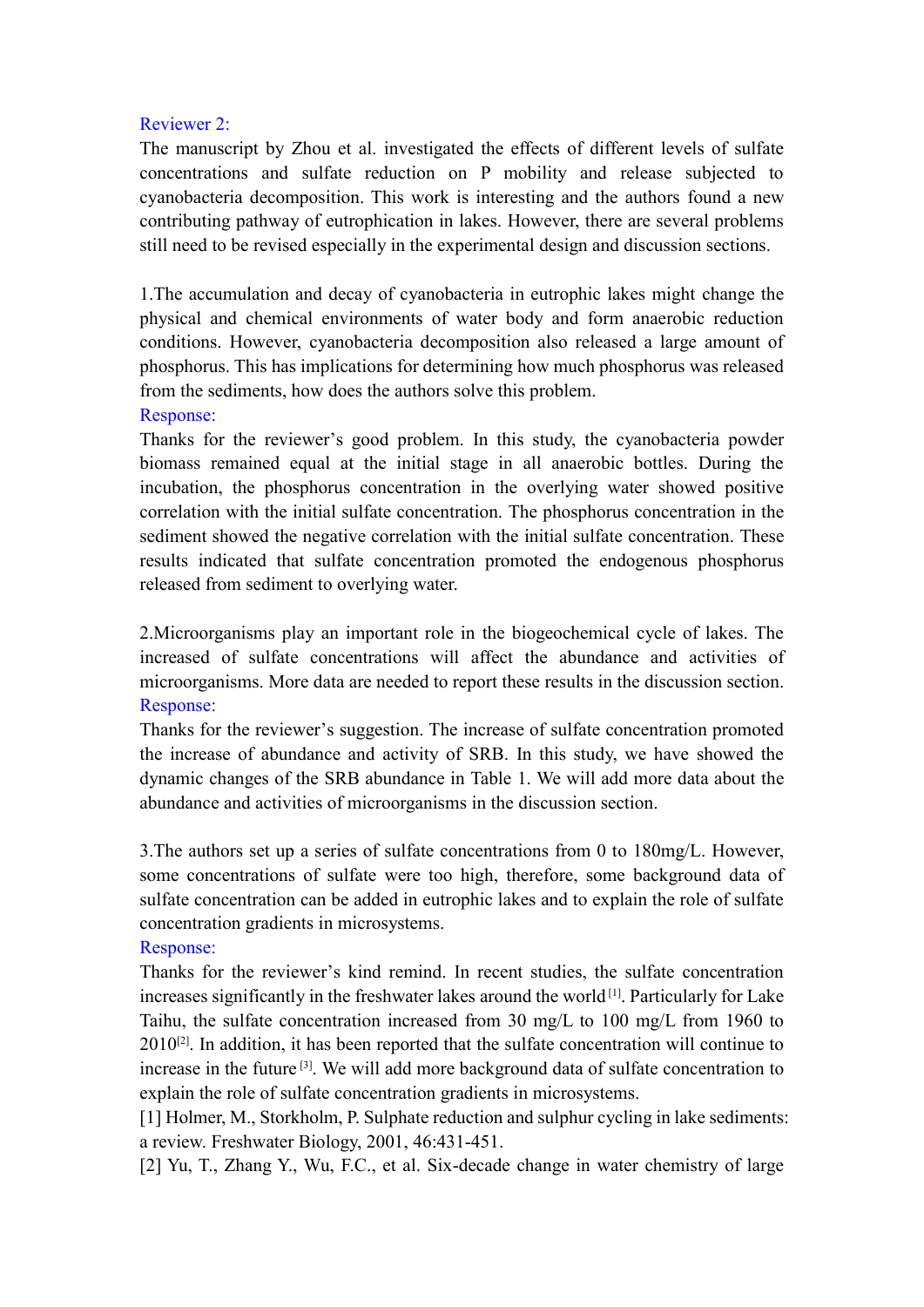Reviewer 2:

The manuscript by Zhou et al. investigated the effects of different levels of sulfate concentrations and sulfate reduction on P mobility and release subjected to cyanobacteria decomposition. This work is interesting and the authors found a new contributing pathway of eutrophication in lakes. However, there are several problems still need to be revised especially in the experimental design and discussion sections.

1.The accumulation and decay of cyanobacteria in eutrophic lakes might change the physical and chemical environments of water body and form anaerobic reduction conditions. However, cyanobacteria decomposition also released a large amount of phosphorus. This has implications for determining how much phosphorus was released from the sediments, how does the authors solve this problem.

Response:

Thanks for the reviewer's good problem. In this study, the cyanobacteria powder biomass remained equal at the initial stage in all anaerobic bottles. During the incubation, the phosphorus concentration in the overlying water showed positive correlation with the initial sulfate concentration. The phosphorus concentration in the sediment showed the negative correlation with the initial sulfate concentration. These results indicated that sulfate concentration promoted the endogenous phosphorus released from sediment to overlying water.

2.Microorganisms play an important role in the biogeochemical cycle of lakes. The increased of sulfate concentrations will affect the abundance and activities of microorganisms. More data are needed to report these results in the discussion section.

Response:

Thanks for the reviewer's suggestion. The increase of sulfate concentration promoted the increase of abundance and activity of SRB. In this study, we have showed the dynamic changes of the SRB abundance in Table 1. We will add more data about the abundance and activities of microorganisms in the discussion section.

3.The authors set up a series of sulfate concentrations from 0 to 180mg/L. However, some concentrations of sulfate were too high, therefore, some background data of sulfate concentration can be added in eutrophic lakes and to explain the role of sulfate concentration gradients in microsystems.

Response:

Thanks for the reviewer's kind remind. In recent studies, the sulfate concentration increases significantly in the freshwater lakes around the world [1]. Particularly for Lake Taihu, the sulfate concentration increased from 30 mg/L to 100 mg/L from 1960 to 2010[2]. In addition, it has been reported that the sulfate concentration will continue to increase in the future [3]. We will add more background data of sulfate concentration to explain the role of sulfate concentration gradients in microsystems.

[1] Holmer, M., Storkholm, P. Sulphate reduction and sulphur cycling in lake sediments: a review. Freshwater Biology, 2001, 46:431-451.

[2] Yu, T., Zhang Y., Wu, F.C., et al. Six-decade change in water chemistry of large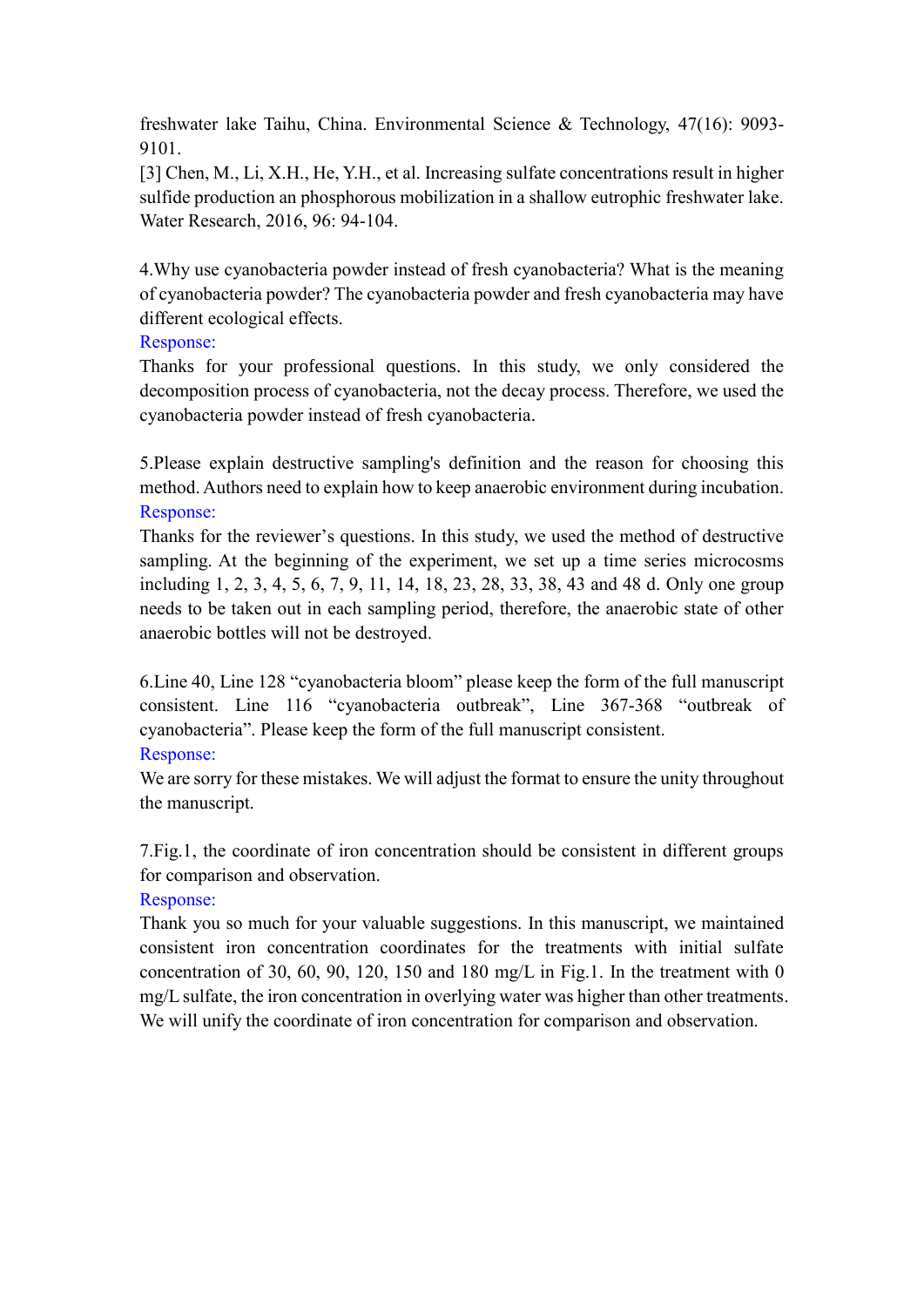freshwater lake Taihu, China. Environmental Science & Technology, 47(16): 9093-9101.

[3] Chen, M., Li, X.H., He, Y.H., et al. Increasing sulfate concentrations result in higher sulfide production an phosphorous mobilization in a shallow eutrophic freshwater lake. Water Research, 2016, 96: 94-104.

4.Why use cyanobacteria powder instead of fresh cyanobacteria? What is the meaning of cyanobacteria powder? The cyanobacteria powder and fresh cyanobacteria may have different ecological effects.

Response:

Thanks for your professional questions. In this study, we only considered the decomposition process of cyanobacteria, not the decay process. Therefore, we used the cyanobacteria powder instead of fresh cyanobacteria.

5.Please explain destructive sampling's definition and the reason for choosing this method. Authors need to explain how to keep anaerobic environment during incubation.

Response:

Thanks for the reviewer's questions. In this study, we used the method of destructive sampling. At the beginning of the experiment, we set up a time series microcosms including 1, 2, 3, 4, 5, 6, 7, 9, 11, 14, 18, 23, 28, 33, 38, 43 and 48 d. Only one group needs to be taken out in each sampling period, therefore, the anaerobic state of other anaerobic bottles will not be destroyed.

6.Line 40, Line 128 "cyanobacteria bloom" please keep the form of the full manuscript consistent. Line 116 "cyanobacteria outbreak", Line 367-368 "outbreak of cyanobacteria". Please keep the form of the full manuscript consistent.

Response:

We are sorry for these mistakes. We will adjust the format to ensure the unity throughout the manuscript.

7.Fig.1, the coordinate of iron concentration should be consistent in different groups for comparison and observation.

Response:

Thank you so much for your valuable suggestions. In this manuscript, we maintained consistent iron concentration coordinates for the treatments with initial sulfate concentration of 30, 60, 90, 120, 150 and 180 mg/L in Fig.1. In the treatment with 0 mg/L sulfate, the iron concentration in overlying water was higher than other treatments. We will unify the coordinate of iron concentration for comparison and observation.